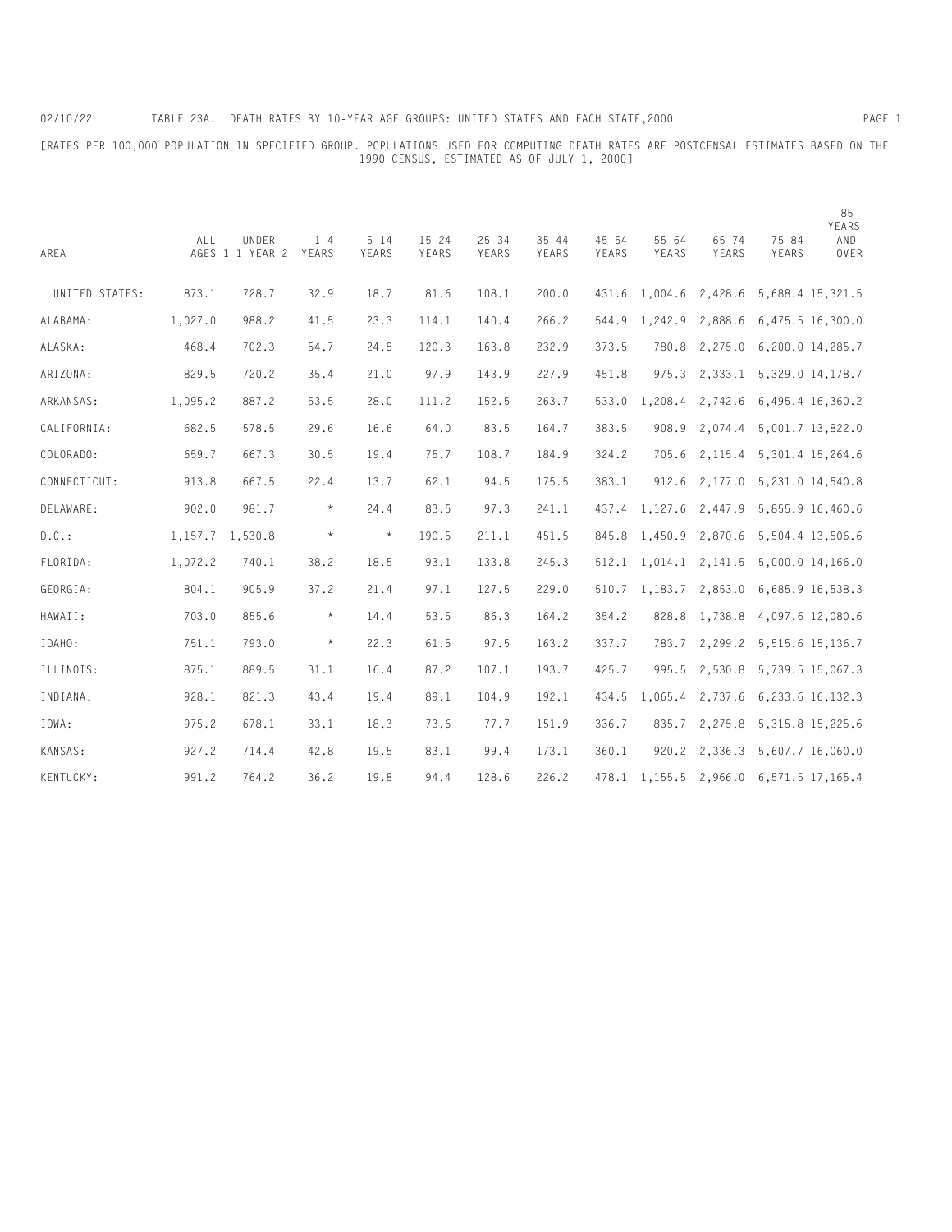# TABLE 23A. DEATH RATES BY 10-YEAR AGE GROUPS: UNITED STATES AND EACH STATE,2000

[RATES PER 100,000 POPULATION IN SPECIFIED GROUP. POPULATIONS USED FOR COMPUTING DEATH RATES ARE POSTCENSAL ESTIMATES BASED ON THE 1990 CENSUS, ESTIMATED AS OF JULY 1, 2000]

| AREA | ALL AGES 1 | UNDER 1 YEAR 2 | 1-4 YEARS | 5-14 YEARS | 15-24 YEARS | 25-34 YEARS | 35-44 YEARS | 45-54 YEARS | 55-64 YEARS | 65-74 YEARS | 75-84 YEARS | 85 YEARS AND OVER |
|---|---|---|---|---|---|---|---|---|---|---|---|---|
| UNITED STATES: | 873.1 | 728.7 | 32.9 | 18.7 | 81.6 | 108.1 | 200.0 | 431.6 | 1,004.6 | 2,428.6 | 5,688.4 | 15,321.5 |
| ALABAMA: | 1,027.0 | 988.2 | 41.5 | 23.3 | 114.1 | 140.4 | 266.2 | 544.9 | 1,242.9 | 2,888.6 | 6,475.5 | 16,300.0 |
| ALASKA: | 468.4 | 702.3 | 54.7 | 24.8 | 120.3 | 163.8 | 232.9 | 373.5 | 780.8 | 2,275.0 | 6,200.0 | 14,285.7 |
| ARIZONA: | 829.5 | 720.2 | 35.4 | 21.0 | 97.9 | 143.9 | 227.9 | 451.8 | 975.3 | 2,333.1 | 5,329.0 | 14,178.7 |
| ARKANSAS: | 1,095.2 | 887.2 | 53.5 | 28.0 | 111.2 | 152.5 | 263.7 | 533.0 | 1,208.4 | 2,742.6 | 6,495.4 | 16,360.2 |
| CALIFORNIA: | 682.5 | 578.5 | 29.6 | 16.6 | 64.0 | 83.5 | 164.7 | 383.5 | 908.9 | 2,074.4 | 5,001.7 | 13,822.0 |
| COLORADO: | 659.7 | 667.3 | 30.5 | 19.4 | 75.7 | 108.7 | 184.9 | 324.2 | 705.6 | 2,115.4 | 5,301.4 | 15,264.6 |
| CONNECTICUT: | 913.8 | 667.5 | 22.4 | 13.7 | 62.1 | 94.5 | 175.5 | 383.1 | 912.6 | 2,177.0 | 5,231.0 | 14,540.8 |
| DELAWARE: | 902.0 | 981.7 | * | 24.4 | 83.5 | 97.3 | 241.1 | 437.4 | 1,127.6 | 2,447.9 | 5,855.9 | 16,460.6 |
| D.C.: | 1,157.7 | 1,530.8 | * | * | 190.5 | 211.1 | 451.5 | 845.8 | 1,450.9 | 2,870.6 | 5,504.4 | 13,506.6 |
| FLORIDA: | 1,072.2 | 740.1 | 38.2 | 18.5 | 93.1 | 133.8 | 245.3 | 512.1 | 1,014.1 | 2,141.5 | 5,000.0 | 14,166.0 |
| GEORGIA: | 804.1 | 905.9 | 37.2 | 21.4 | 97.1 | 127.5 | 229.0 | 510.7 | 1,183.7 | 2,853.0 | 6,685.9 | 16,538.3 |
| HAWAII: | 703.0 | 855.6 | * | 14.4 | 53.5 | 86.3 | 164.2 | 354.2 | 828.8 | 1,738.8 | 4,097.6 | 12,080.6 |
| IDAHO: | 751.1 | 793.0 | * | 22.3 | 61.5 | 97.5 | 163.2 | 337.7 | 783.7 | 2,299.2 | 5,515.6 | 15,136.7 |
| ILLINOIS: | 875.1 | 889.5 | 31.1 | 16.4 | 87.2 | 107.1 | 193.7 | 425.7 | 995.5 | 2,530.8 | 5,739.5 | 15,067.3 |
| INDIANA: | 928.1 | 821.3 | 43.4 | 19.4 | 89.1 | 104.9 | 192.1 | 434.5 | 1,065.4 | 2,737.6 | 6,233.6 | 16,132.3 |
| IOWA: | 975.2 | 678.1 | 33.1 | 18.3 | 73.6 | 77.7 | 151.9 | 336.7 | 835.7 | 2,275.8 | 5,315.8 | 15,225.6 |
| KANSAS: | 927.2 | 714.4 | 42.8 | 19.5 | 83.1 | 99.4 | 173.1 | 360.1 | 920.2 | 2,336.3 | 5,607.7 | 16,060.0 |
| KENTUCKY: | 991.2 | 764.2 | 36.2 | 19.8 | 94.4 | 128.6 | 226.2 | 478.1 | 1,155.5 | 2,966.0 | 6,571.5 | 17,165.4 |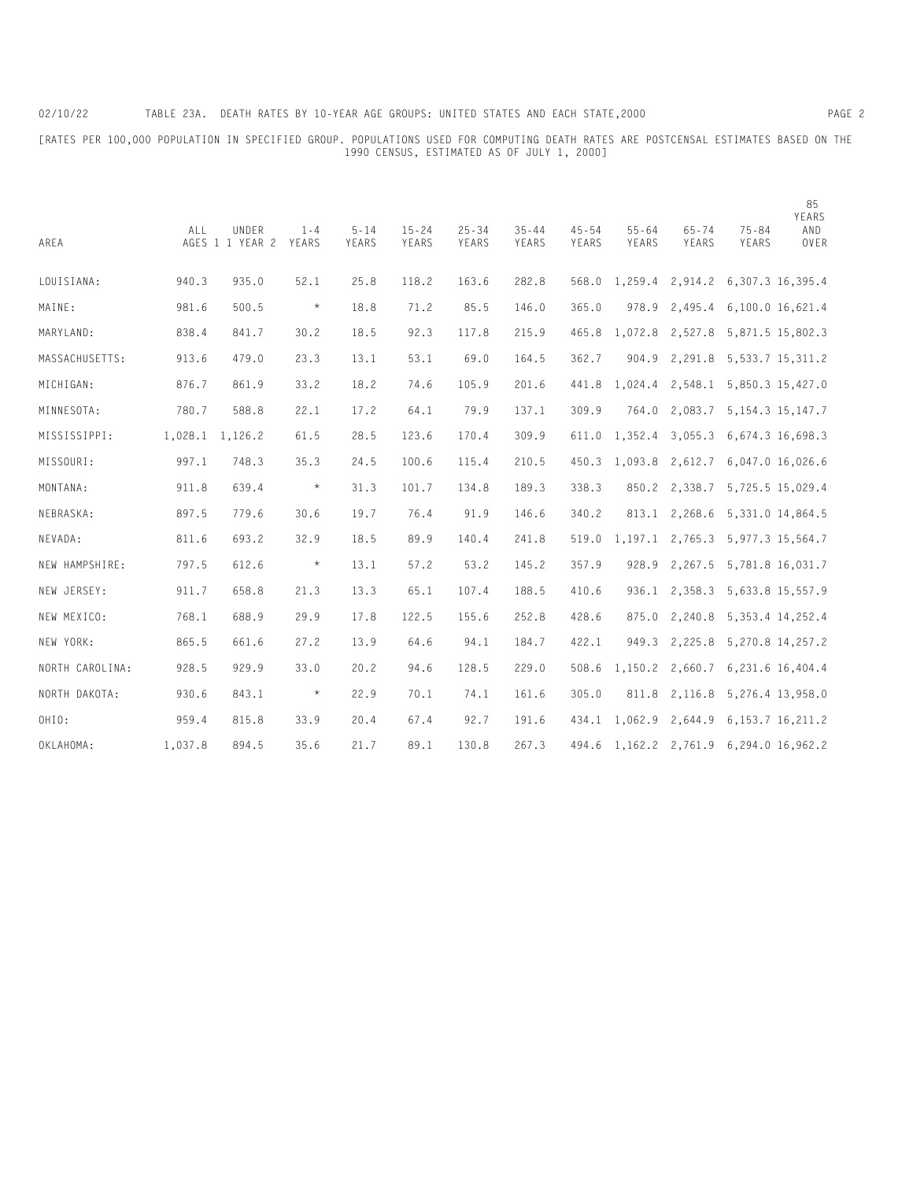# TABLE 23A. DEATH RATES BY 10-YEAR AGE GROUPS: UNITED STATES AND EACH STATE,2000

[RATES PER 100,000 POPULATION IN SPECIFIED GROUP. POPULATIONS USED FOR COMPUTING DEATH RATES ARE POSTCENSAL ESTIMATES BASED ON THE 1990 CENSUS, ESTIMATED AS OF JULY 1, 2000]

| AREA | ALL AGES 1 | UNDER 1 YEAR 2 | 1-4 YEARS | 5-14 YEARS | 15-24 YEARS | 25-34 YEARS | 35-44 YEARS | 45-54 YEARS | 55-64 YEARS | 65-74 YEARS | 75-84 YEARS | 85 YEARS AND OVER |
|---|---|---|---|---|---|---|---|---|---|---|---|---|
| LOUISIANA: | 940.3 | 935.0 | 52.1 | 25.8 | 118.2 | 163.6 | 282.8 | 568.0 | 1,259.4 | 2,914.2 | 6,307.3 | 16,395.4 |
| MAINE: | 981.6 | 500.5 | * | 18.8 | 71.2 | 85.5 | 146.0 | 365.0 | 978.9 | 2,495.4 | 6,100.0 | 16,621.4 |
| MARYLAND: | 838.4 | 841.7 | 30.2 | 18.5 | 92.3 | 117.8 | 215.9 | 465.8 | 1,072.8 | 2,527.8 | 5,871.5 | 15,802.3 |
| MASSACHUSETTS: | 913.6 | 479.0 | 23.3 | 13.1 | 53.1 | 69.0 | 164.5 | 362.7 | 904.9 | 2,291.8 | 5,533.7 | 15,311.2 |
| MICHIGAN: | 876.7 | 861.9 | 33.2 | 18.2 | 74.6 | 105.9 | 201.6 | 441.8 | 1,024.4 | 2,548.1 | 5,850.3 | 15,427.0 |
| MINNESOTA: | 780.7 | 588.8 | 22.1 | 17.2 | 64.1 | 79.9 | 137.1 | 309.9 | 764.0 | 2,083.7 | 5,154.3 | 15,147.7 |
| MISSISSIPPI: | 1,028.1 | 1,126.2 | 61.5 | 28.5 | 123.6 | 170.4 | 309.9 | 611.0 | 1,352.4 | 3,055.3 | 6,674.3 | 16,698.3 |
| MISSOURI: | 997.1 | 748.3 | 35.3 | 24.5 | 100.6 | 115.4 | 210.5 | 450.3 | 1,093.8 | 2,612.7 | 6,047.0 | 16,026.6 |
| MONTANA: | 911.8 | 639.4 | * | 31.3 | 101.7 | 134.8 | 189.3 | 338.3 | 850.2 | 2,338.7 | 5,725.5 | 15,029.4 |
| NEBRASKA: | 897.5 | 779.6 | 30.6 | 19.7 | 76.4 | 91.9 | 146.6 | 340.2 | 813.1 | 2,268.6 | 5,331.0 | 14,864.5 |
| NEVADA: | 811.6 | 693.2 | 32.9 | 18.5 | 89.9 | 140.4 | 241.8 | 519.0 | 1,197.1 | 2,765.3 | 5,977.3 | 15,564.7 |
| NEW HAMPSHIRE: | 797.5 | 612.6 | * | 13.1 | 57.2 | 53.2 | 145.2 | 357.9 | 928.9 | 2,267.5 | 5,781.8 | 16,031.7 |
| NEW JERSEY: | 911.7 | 658.8 | 21.3 | 13.3 | 65.1 | 107.4 | 188.5 | 410.6 | 936.1 | 2,358.3 | 5,633.8 | 15,557.9 |
| NEW MEXICO: | 768.1 | 688.9 | 29.9 | 17.8 | 122.5 | 155.6 | 252.8 | 428.6 | 875.0 | 2,240.8 | 5,353.4 | 14,252.4 |
| NEW YORK: | 865.5 | 661.6 | 27.2 | 13.9 | 64.6 | 94.1 | 184.7 | 422.1 | 949.3 | 2,225.8 | 5,270.8 | 14,257.2 |
| NORTH CAROLINA: | 928.5 | 929.9 | 33.0 | 20.2 | 94.6 | 128.5 | 229.0 | 508.6 | 1,150.2 | 2,660.7 | 6,231.6 | 16,404.4 |
| NORTH DAKOTA: | 930.6 | 843.1 | * | 22.9 | 70.1 | 74.1 | 161.6 | 305.0 | 811.8 | 2,116.8 | 5,276.4 | 13,958.0 |
| OHIO: | 959.4 | 815.8 | 33.9 | 20.4 | 67.4 | 92.7 | 191.6 | 434.1 | 1,062.9 | 2,644.9 | 6,153.7 | 16,211.2 |
| OKLAHOMA: | 1,037.8 | 894.5 | 35.6 | 21.7 | 89.1 | 130.8 | 267.3 | 494.6 | 1,162.2 | 2,761.9 | 6,294.0 | 16,962.2 |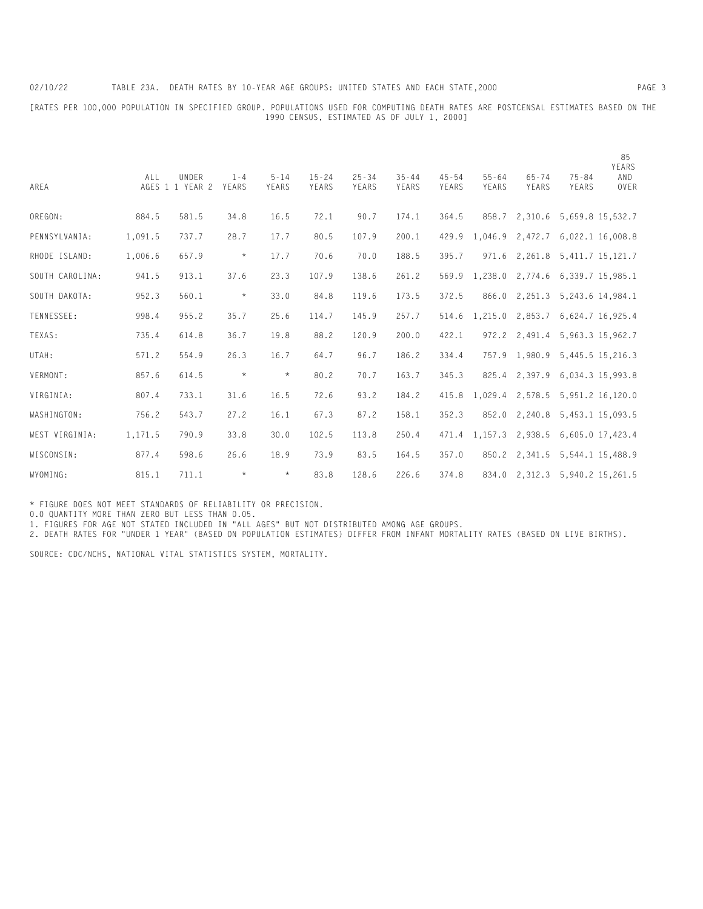TABLE 23A. DEATH RATES BY 10-YEAR AGE GROUPS: UNITED STATES AND EACH STATE,2000

[RATES PER 100,000 POPULATION IN SPECIFIED GROUP. POPULATIONS USED FOR COMPUTING DEATH RATES ARE POSTCENSAL ESTIMATES BASED ON THE 1990 CENSUS, ESTIMATED AS OF JULY 1, 2000]

| AREA | ALL AGES 1 | UNDER 1 YEAR 2 | 1-4 YEARS | 5-14 YEARS | 15-24 YEARS | 25-34 YEARS | 35-44 YEARS | 45-54 YEARS | 55-64 YEARS | 65-74 YEARS | 75-84 YEARS | 85 YEARS AND OVER |
|---|---|---|---|---|---|---|---|---|---|---|---|---|
| OREGON: | 884.5 | 581.5 | 34.8 | 16.5 | 72.1 | 90.7 | 174.1 | 364.5 | 858.7 | 2,310.6 | 5,659.8 | 15,532.7 |
| PENNSYLVANIA: | 1,091.5 | 737.7 | 28.7 | 17.7 | 80.5 | 107.9 | 200.1 | 429.9 | 1,046.9 | 2,472.7 | 6,022.1 | 16,008.8 |
| RHODE ISLAND: | 1,006.6 | 657.9 | * | 17.7 | 70.6 | 70.0 | 188.5 | 395.7 | 971.6 | 2,261.8 | 5,411.7 | 15,121.7 |
| SOUTH CAROLINA: | 941.5 | 913.1 | 37.6 | 23.3 | 107.9 | 138.6 | 261.2 | 569.9 | 1,238.0 | 2,774.6 | 6,339.7 | 15,985.1 |
| SOUTH DAKOTA: | 952.3 | 560.1 | * | 33.0 | 84.8 | 119.6 | 173.5 | 372.5 | 866.0 | 2,251.3 | 5,243.6 | 14,984.1 |
| TENNESSEE: | 998.4 | 955.2 | 35.7 | 25.6 | 114.7 | 145.9 | 257.7 | 514.6 | 1,215.0 | 2,853.7 | 6,624.7 | 16,925.4 |
| TEXAS: | 735.4 | 614.8 | 36.7 | 19.8 | 88.2 | 120.9 | 200.0 | 422.1 | 972.2 | 2,491.4 | 5,963.3 | 15,962.7 |
| UTAH: | 571.2 | 554.9 | 26.3 | 16.7 | 64.7 | 96.7 | 186.2 | 334.4 | 757.9 | 1,980.9 | 5,445.5 | 15,216.3 |
| VERMONT: | 857.6 | 614.5 | * | * | 80.2 | 70.7 | 163.7 | 345.3 | 825.4 | 2,397.9 | 6,034.3 | 15,993.8 |
| VIRGINIA: | 807.4 | 733.1 | 31.6 | 16.5 | 72.6 | 93.2 | 184.2 | 415.8 | 1,029.4 | 2,578.5 | 5,951.2 | 16,120.0 |
| WASHINGTON: | 756.2 | 543.7 | 27.2 | 16.1 | 67.3 | 87.2 | 158.1 | 352.3 | 852.0 | 2,240.8 | 5,453.1 | 15,093.5 |
| WEST VIRGINIA: | 1,171.5 | 790.9 | 33.8 | 30.0 | 102.5 | 113.8 | 250.4 | 471.4 | 1,157.3 | 2,938.5 | 6,605.0 | 17,423.4 |
| WISCONSIN: | 877.4 | 598.6 | 26.6 | 18.9 | 73.9 | 83.5 | 164.5 | 357.0 | 850.2 | 2,341.5 | 5,544.1 | 15,488.9 |
| WYOMING: | 815.1 | 711.1 | * | * | 83.8 | 128.6 | 226.6 | 374.8 | 834.0 | 2,312.3 | 5,940.2 | 15,261.5 |

* FIGURE DOES NOT MEET STANDARDS OF RELIABILITY OR PRECISION.
0.0 QUANTITY MORE THAN ZERO BUT LESS THAN 0.05.
1. FIGURES FOR AGE NOT STATED INCLUDED IN "ALL AGES" BUT NOT DISTRIBUTED AMONG AGE GROUPS.
2. DEATH RATES FOR "UNDER 1 YEAR" (BASED ON POPULATION ESTIMATES) DIFFER FROM INFANT MORTALITY RATES (BASED ON LIVE BIRTHS).

SOURCE: CDC/NCHS, NATIONAL VITAL STATISTICS SYSTEM, MORTALITY.